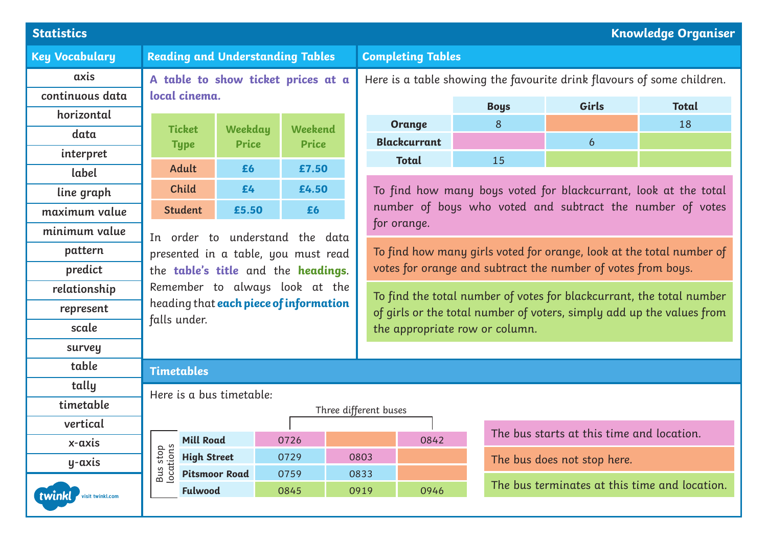# Statistics

Knowledge Organiser

## Key Vocabulary

- axis
- continuous data
- horizontal
- data
- interpret
- label
- line graph
- maximum value
- minimum value
- pattern
- predict
- relationship
- represent
- scale
- survey
- table
- tally
- timetable
- vertical
- x-axis
- y-axis

## Reading and Understanding Tables

**A table to show ticket prices at a local cinema.**

| Ticket Type | Weekday Price | Weekend Price |
|---|---|---|
| Adult | £6 | £7.50 |
| Child | £4 | £4.50 |
| Student | £5.50 | £6 |

In order to understand the data presented in a table, you must read the **table's title** and the **headings**. Remember to always look at the heading that **each piece of information** falls under.

## Completing Tables

Here is a table showing the favourite drink flavours of some children.

| | Boys | Girls | Total |
|---|---|---|---|
| Orange | 8 | | 18 |
| Blackcurrant | | 6 | |
| Total | 15 | | |

To find how many boys voted for blackcurrant, look at the total number of boys who voted and subtract the number of votes for orange.

To find how many girls voted for orange, look at the total number of votes for orange and subtract the number of votes from boys.

To find the total number of votes for blackcurrant, the total number of girls or the total number of voters, simply add up the values from the appropriate row or column.

## Timetables

Here is a bus timetable:

Three different buses

| Bus stop locations | | | |
|---|---|---|---|
| Mill Road | 0726 | | 0842 |
| High Street | 0729 | 0803 | |
| Pitsmoor Road | 0759 | 0833 | |
| Fulwood | 0845 | 0919 | 0946 |

The bus starts at this time and location.

The bus does not stop here.

The bus terminates at this time and location.

visit twinkl.com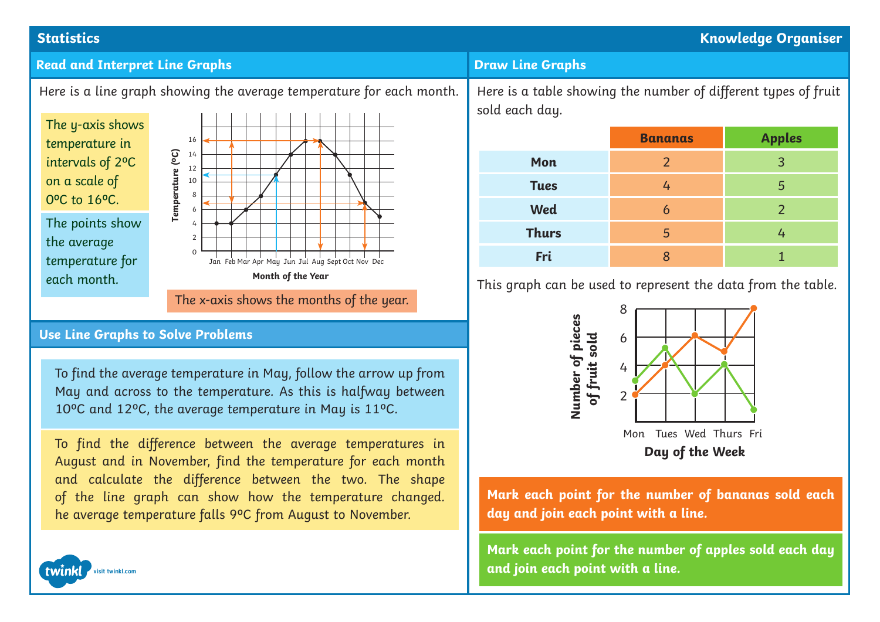# Statistics

Knowledge Organiser

## Read and Interpret Line Graphs

Here is a line graph showing the average temperature for each month.

The y-axis shows temperature in intervals of 2ºC on a scale of 0ºC to 16ºC.

The points show the average temperature for each month.

Temperature (ºC)

16
14
12
10
8
6
4
2
0

Jan Feb Mar Apr May Jun Jul Aug Sept Oct Nov Dec

Month of the Year

The x-axis shows the months of the year.

## Use Line Graphs to Solve Problems

To find the average temperature in May, follow the arrow up from May and across to the temperature. As this is halfway between 10ºC and 12ºC, the average temperature in May is 11ºC.

To find the difference between the average temperatures in August and in November, find the temperature for each month and calculate the difference between the two. The shape of the line graph can show how the temperature changed. he average temperature falls 9ºC from August to November.

## Draw Line Graphs

Here is a table showing the number of different types of fruit sold each day.

| | Bananas | Apples |
|---|---|---|
| **Mon** | 2 | 3 |
| **Tues** | 4 | 5 |
| **Wed** | 6 | 2 |
| **Thurs** | 5 | 4 |
| **Fri** | 8 | 1 |

This graph can be used to represent the data from the table.

Number of pieces of fruit sold

8
6
4
2

Mon Tues Wed Thurs Fri

Day of the Week

**Mark each point for the number of bananas sold each day and join each point with a line.**

**Mark each point for the number of apples sold each day and join each point with a line.**

visit twinkl.com